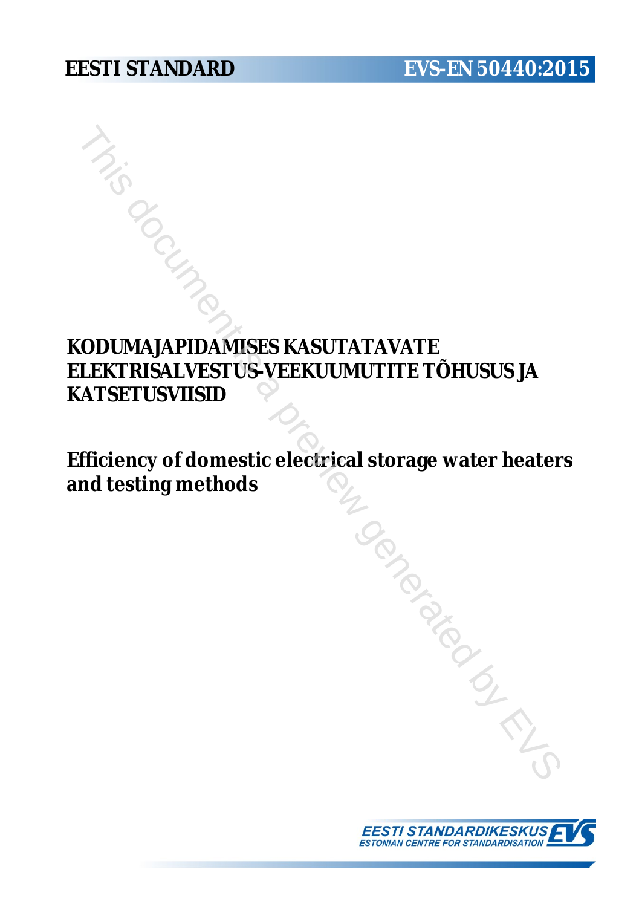EESTI STANDARD

EVS-EN 50440:2015

# KODUMAJAPIDAMISES KASUTATAVATE ELEKTRISALVESTUS-VEEKUUMUTITE TÕHUSUS JA KATSETUSVIISID

# Efficiency of domestic electrical storage water heaters and testing methods

EESTI STANDARDIKESKUS
ESTONIAN CENTRE FOR STANDARDISATION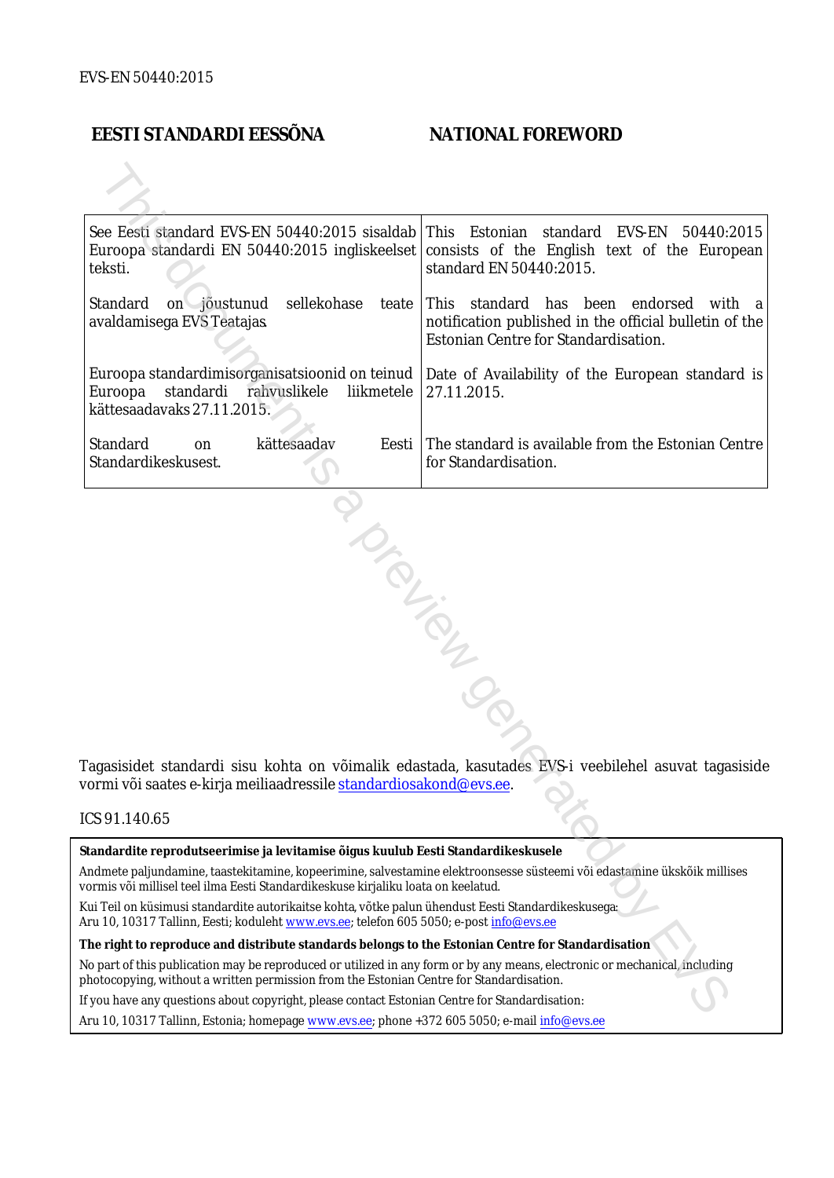EVS-EN 50440:2015

| EESTI STANDARDI EESSÕNA | NATIONAL FOREWORD |
|---|---|
| See Eesti standard EVS-EN 50440:2015 sisaldab Euroopa standardi EN 50440:2015 ingliskeelset teksti. | This Estonian standard EVS-EN 50440:2015 consists of the English text of the European standard EN 50440:2015. |
| Standard on jõustunud sellekohase teate avaldamisega EVS Teatajas. | This standard has been endorsed with a notification published in the official bulletin of the Estonian Centre for Standardisation. |
| Euroopa standardimisorganisatsioonid on teinud Euroopa standardi rahvuslikele liikmetele kättesaadavaks 27.11.2015. | Date of Availability of the European standard is 27.11.2015. |
| Standard on kättesaadav Eesti Standardikeskusest. | The standard is available from the Estonian Centre for Standardisation. |

Tagasisidet standardi sisu kohta on võimalik edastada, kasutades EVS-i veebilehel asuvat tagasiside vormi või saates e-kirja meiliaadressile standardiosakond@evs.ee.

ICS 91.140.65

**Standardite reprodutseerimise ja levitamise õigus kuulub Eesti Standardikeskusele**

Andmete paljundamine, taastekitamine, kopeerimine, salvestamine elektroonsesse süsteemi või edastamine ükskõik millises vormis või millisel teel ilma Eesti Standardikeskuse kirjaliku loata on keelatud.

Kui Teil on küsimusi standardite autorikaitse kohta, võtke palun ühendust Eesti Standardikeskusega:
Aru 10, 10317 Tallinn, Eesti; koduleht www.evs.ee; telefon 605 5050; e-post info@evs.ee

**The right to reproduce and distribute standards belongs to the Estonian Centre for Standardisation**

No part of this publication may be reproduced or utilized in any form or by any means, electronic or mechanical, including photocopying, without a written permission from the Estonian Centre for Standardisation.

If you have any questions about copyright, please contact Estonian Centre for Standardisation:

Aru 10, 10317 Tallinn, Estonia; homepage www.evs.ee; phone +372 605 5050; e-mail info@evs.ee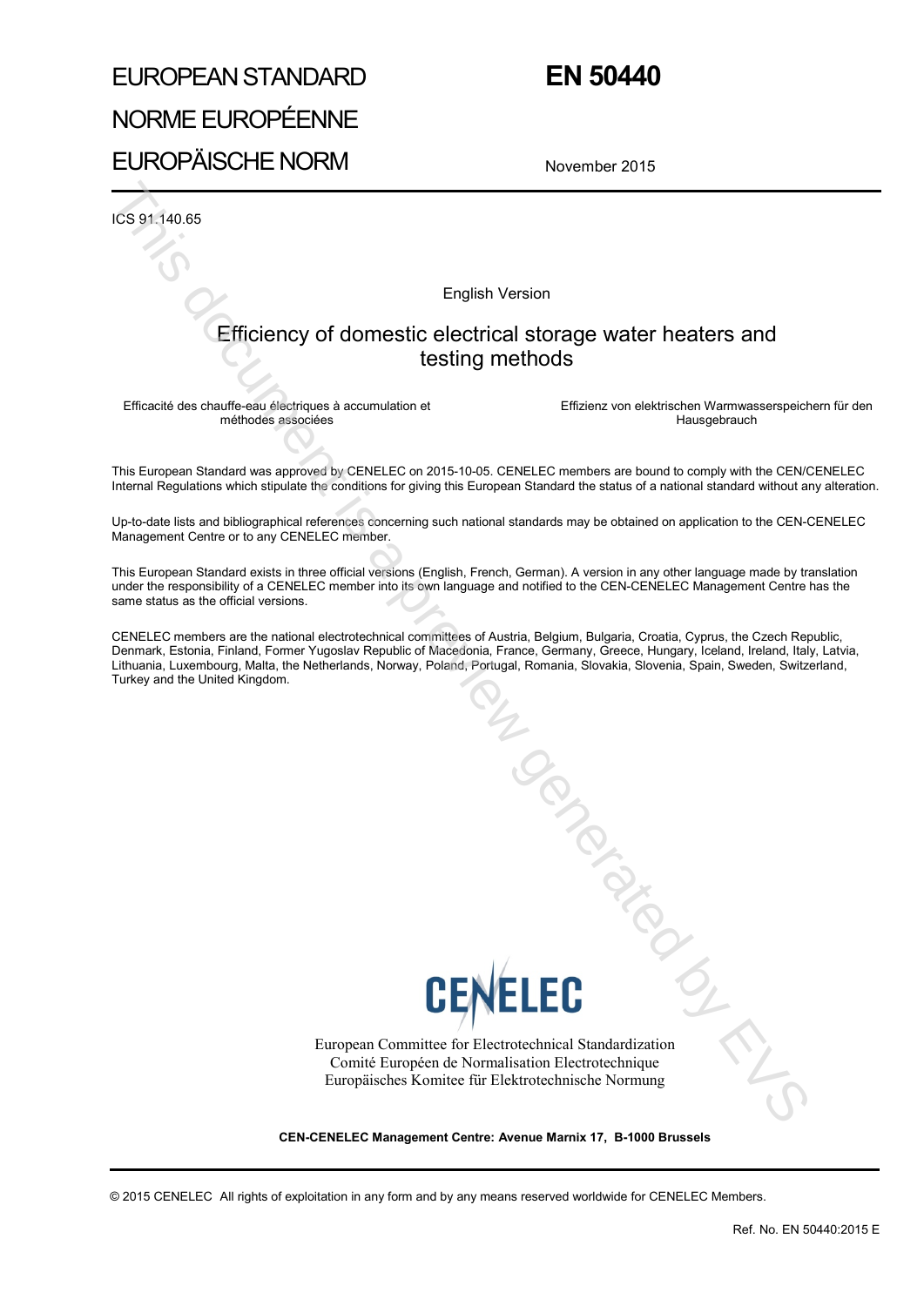# EUROPEAN STANDARD
# NORME EUROPÉENNE
# EUROPÄISCHE NORM

# EN 50440

November 2015

ICS 91.140.65

English Version

## Efficiency of domestic electrical storage water heaters and testing methods

Efficacité des chauffe-eau électriques à accumulation et méthodes associées

Effizienz von elektrischen Warmwasserspeichern für den Hausgebrauch

This European Standard was approved by CENELEC on 2015-10-05. CENELEC members are bound to comply with the CEN/CENELEC Internal Regulations which stipulate the conditions for giving this European Standard the status of a national standard without any alteration.

Up-to-date lists and bibliographical references concerning such national standards may be obtained on application to the CEN-CENELEC Management Centre or to any CENELEC member.

This European Standard exists in three official versions (English, French, German). A version in any other language made by translation under the responsibility of a CENELEC member into its own language and notified to the CEN-CENELEC Management Centre has the same status as the official versions.

CENELEC members are the national electrotechnical committees of Austria, Belgium, Bulgaria, Croatia, Cyprus, the Czech Republic, Denmark, Estonia, Finland, Former Yugoslav Republic of Macedonia, France, Germany, Greece, Hungary, Iceland, Ireland, Italy, Latvia, Lithuania, Luxembourg, Malta, the Netherlands, Norway, Poland, Portugal, Romania, Slovakia, Slovenia, Spain, Sweden, Switzerland, Turkey and the United Kingdom.

CENELEC

European Committee for Electrotechnical Standardization
Comité Européen de Normalisation Electrotechnique
Europäisches Komitee für Elektrotechnische Normung

**CEN-CENELEC Management Centre: Avenue Marnix 17, B-1000 Brussels**

© 2015 CENELEC All rights of exploitation in any form and by any means reserved worldwide for CENELEC Members.

Ref. No. EN 50440:2015 E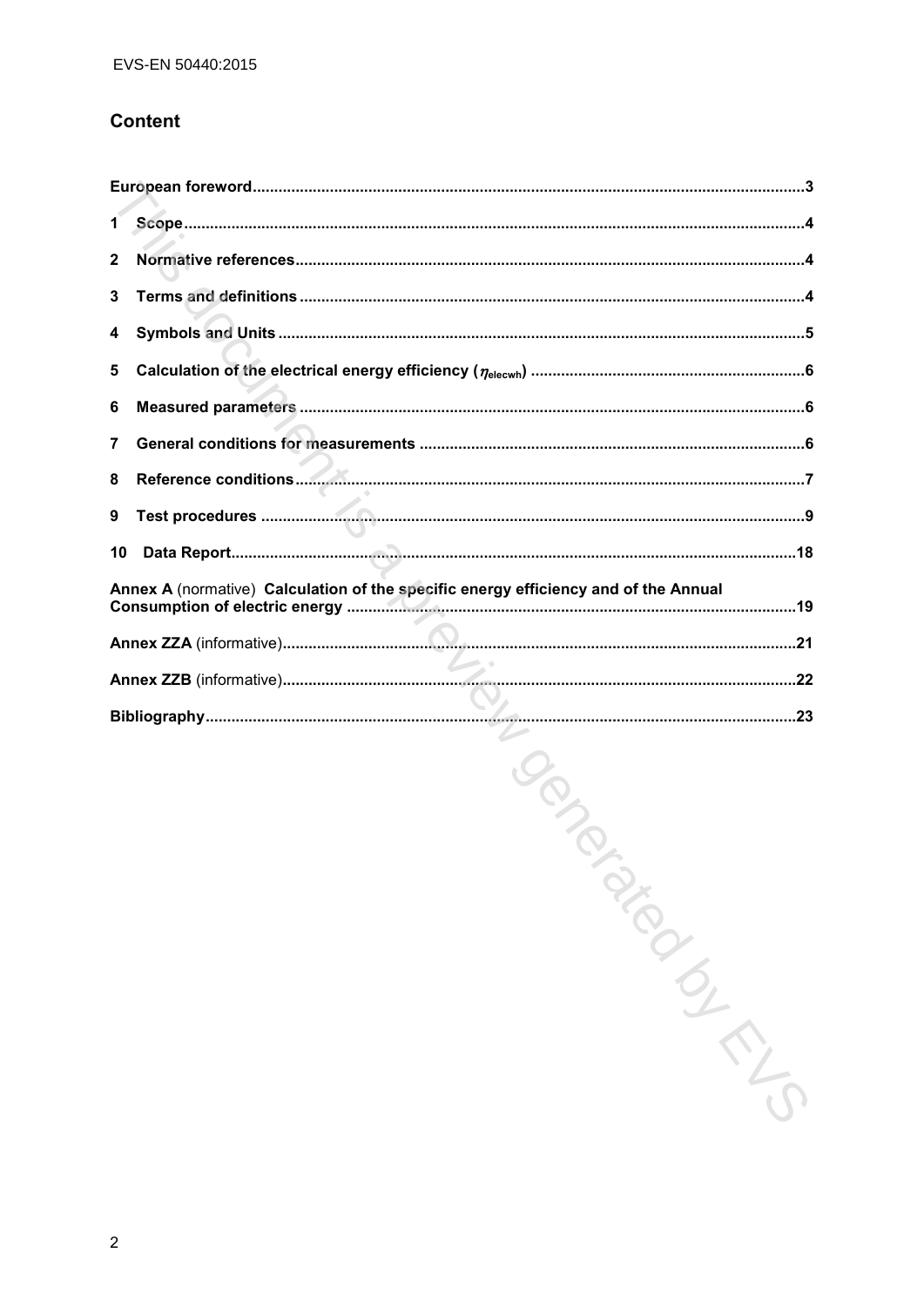## Content

| | |
|---|---|
| **European foreword** | 3 |
| **1 Scope** | 4 |
| **2 Normative references** | 4 |
| **3 Terms and definitions** | 4 |
| **4 Symbols and Units** | 5 |
| **5 Calculation of the electrical energy efficiency ($\eta_{elecwh}$)** | 6 |
| **6 Measured parameters** | 6 |
| **7 General conditions for measurements** | 6 |
| **8 Reference conditions** | 7 |
| **9 Test procedures** | 9 |
| **10 Data Report** | 18 |
| **Annex A** (normative) **Calculation of the specific energy efficiency and of the Annual Consumption of electric energy** | 19 |
| **Annex ZZA** (informative) | 21 |
| **Annex ZZB** (informative) | 22 |
| **Bibliography** | 23 |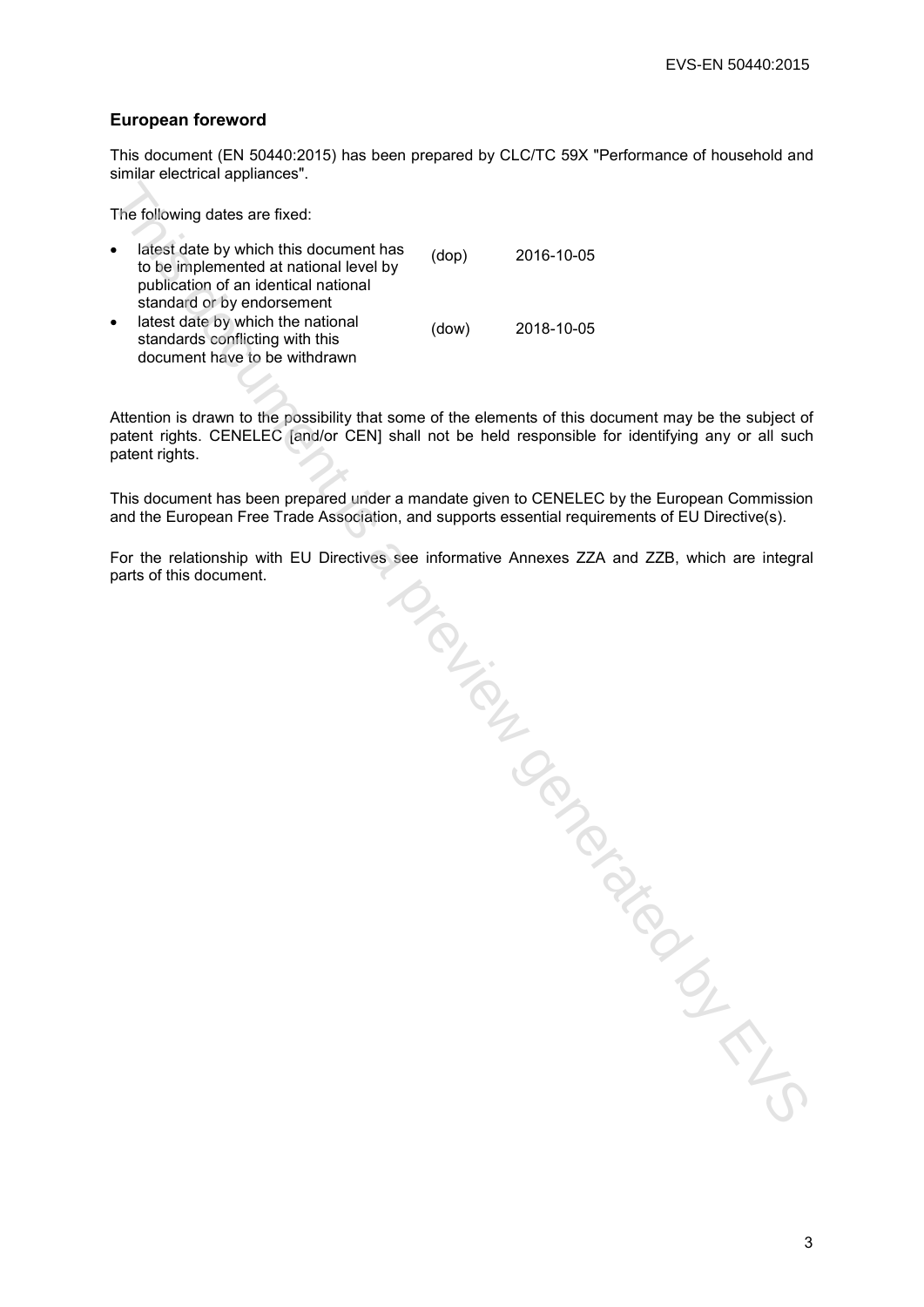## European foreword

This document (EN 50440:2015) has been prepared by CLC/TC 59X "Performance of household and similar electrical appliances".

The following dates are fixed:

- latest date by which this document has to be implemented at national level by publication of an identical national standard or by endorsement (dop) 2016-10-05
- latest date by which the national standards conflicting with this document have to be withdrawn (dow) 2018-10-05

Attention is drawn to the possibility that some of the elements of this document may be the subject of patent rights. CENELEC [and/or CEN] shall not be held responsible for identifying any or all such patent rights.

This document has been prepared under a mandate given to CENELEC by the European Commission and the European Free Trade Association, and supports essential requirements of EU Directive(s).

For the relationship with EU Directives see informative Annexes ZZA and ZZB, which are integral parts of this document.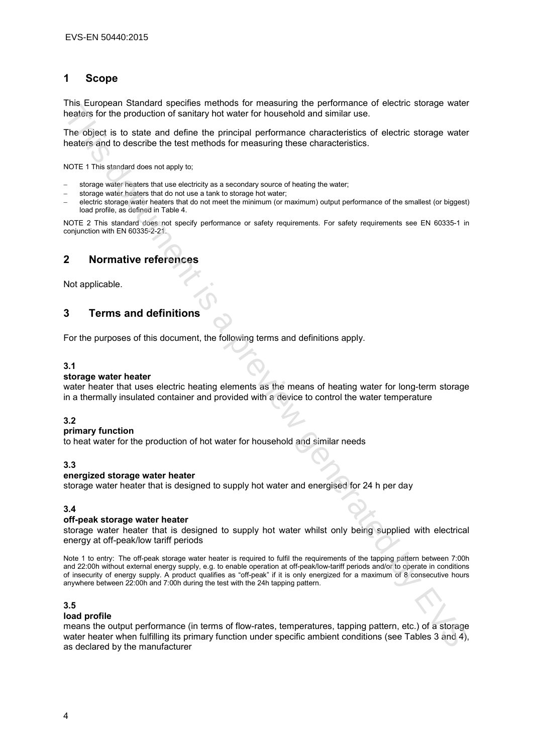## 1 Scope

This European Standard specifies methods for measuring the performance of electric storage water heaters for the production of sanitary hot water for household and similar use.

The object is to state and define the principal performance characteristics of electric storage water heaters and to describe the test methods for measuring these characteristics.

NOTE 1 This standard does not apply to;

- storage water heaters that use electricity as a secondary source of heating the water;
- storage water heaters that do not use a tank to storage hot water;
- electric storage water heaters that do not meet the minimum (or maximum) output performance of the smallest (or biggest) load profile, as defined in Table 4.

NOTE 2 This standard does not specify performance or safety requirements. For safety requirements see EN 60335-1 in conjunction with EN 60335-2-21.

## 2 Normative references

Not applicable.

## 3 Terms and definitions

For the purposes of this document, the following terms and definitions apply.

### 3.1

**storage water heater**

water heater that uses electric heating elements as the means of heating water for long-term storage in a thermally insulated container and provided with a device to control the water temperature

### 3.2

**primary function**

to heat water for the production of hot water for household and similar needs

### 3.3

**energized storage water heater**

storage water heater that is designed to supply hot water and energised for 24 h per day

### 3.4

**off-peak storage water heater**

storage water heater that is designed to supply hot water whilst only being supplied with electrical energy at off-peak/low tariff periods

Note 1 to entry: The off-peak storage water heater is required to fulfil the requirements of the tapping pattern between 7:00h and 22:00h without external energy supply, e.g. to enable operation at off-peak/low-tariff periods and/or to operate in conditions of insecurity of energy supply. A product qualifies as "off-peak" if it is only energized for a maximum of 8 consecutive hours anywhere between 22:00h and 7:00h during the test with the 24h tapping pattern.

### 3.5

**load profile**

means the output performance (in terms of flow-rates, temperatures, tapping pattern, etc.) of a storage water heater when fulfilling its primary function under specific ambient conditions (see Tables 3 and 4), as declared by the manufacturer